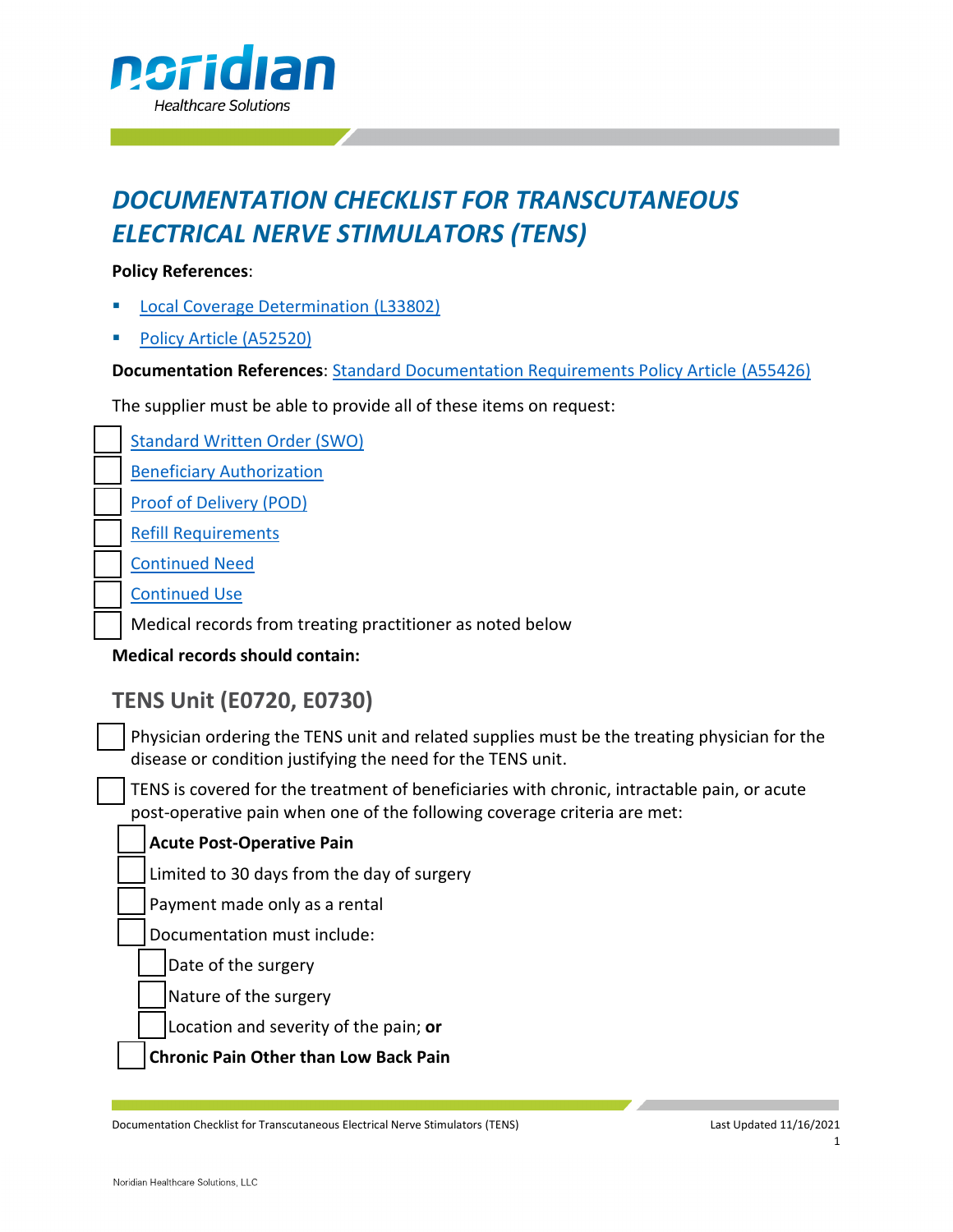# DOCUMENTATION CHECKLIST FOR TRANSCUTANEOUS ELECTRICAL NERVE STIMULATORS (TENS)

**Policy References**:

- Local Coverage Determination (L33802)
- Policy Article (A52520)

**Documentation References**: Standard Documentation Requirements Policy Article (A55426)

The supplier must be able to provide all of these items on request:

- [ ] Standard Written Order (SWO)
- [ ] Beneficiary Authorization
- [ ] Proof of Delivery (POD)
- [ ] Refill Requirements
- [ ] Continued Need
- [ ] Continued Use
- [ ] Medical records from treating practitioner as noted below

**Medical records should contain:**

## TENS Unit (E0720, E0730)

- [ ] Physician ordering the TENS unit and related supplies must be the treating physician for the disease or condition justifying the need for the TENS unit.
- [ ] TENS is covered for the treatment of beneficiaries with chronic, intractable pain, or acute post-operative pain when one of the following coverage criteria are met:
  - [ ] **Acute Post-Operative Pain**
  - [ ] Limited to 30 days from the day of surgery
  - [ ] Payment made only as a rental
  - [ ] Documentation must include:
    - [ ] Date of the surgery
    - [ ] Nature of the surgery
    - [ ] Location and severity of the pain; **or**
  - [ ] **Chronic Pain Other than Low Back Pain**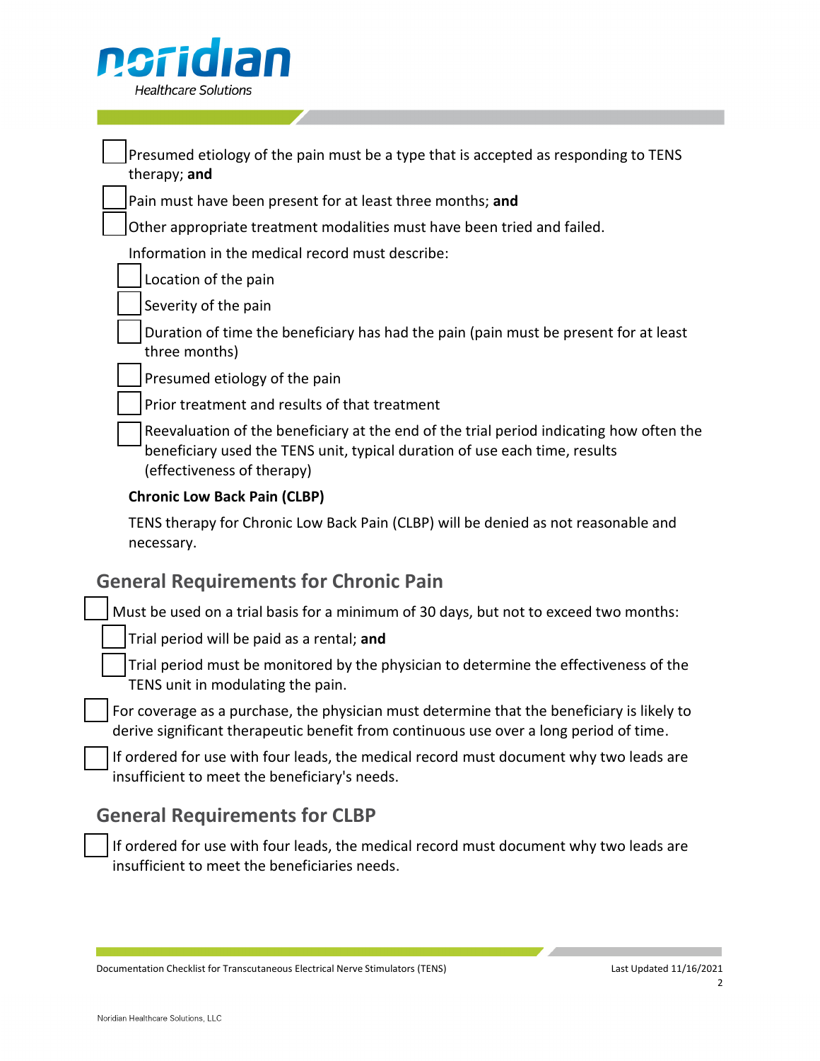- [ ] Presumed etiology of the pain must be a type that is accepted as responding to TENS therapy; **and**
- [ ] Pain must have been present for at least three months; **and**
- [ ] Other appropriate treatment modalities must have been tried and failed.

Information in the medical record must describe:

- [ ] Location of the pain
- [ ] Severity of the pain
- [ ] Duration of time the beneficiary has had the pain (pain must be present for at least three months)
- [ ] Presumed etiology of the pain
- [ ] Prior treatment and results of that treatment
- [ ] Reevaluation of the beneficiary at the end of the trial period indicating how often the beneficiary used the TENS unit, typical duration of use each time, results (effectiveness of therapy)

**Chronic Low Back Pain (CLBP)**

TENS therapy for Chronic Low Back Pain (CLBP) will be denied as not reasonable and necessary.

## General Requirements for Chronic Pain

- [ ] Must be used on a trial basis for a minimum of 30 days, but not to exceed two months:
  - [ ] Trial period will be paid as a rental; **and**
  - [ ] Trial period must be monitored by the physician to determine the effectiveness of the TENS unit in modulating the pain.
- [ ] For coverage as a purchase, the physician must determine that the beneficiary is likely to derive significant therapeutic benefit from continuous use over a long period of time.
- [ ] If ordered for use with four leads, the medical record must document why two leads are insufficient to meet the beneficiary's needs.

## General Requirements for CLBP

- [ ] If ordered for use with four leads, the medical record must document why two leads are insufficient to meet the beneficiaries needs.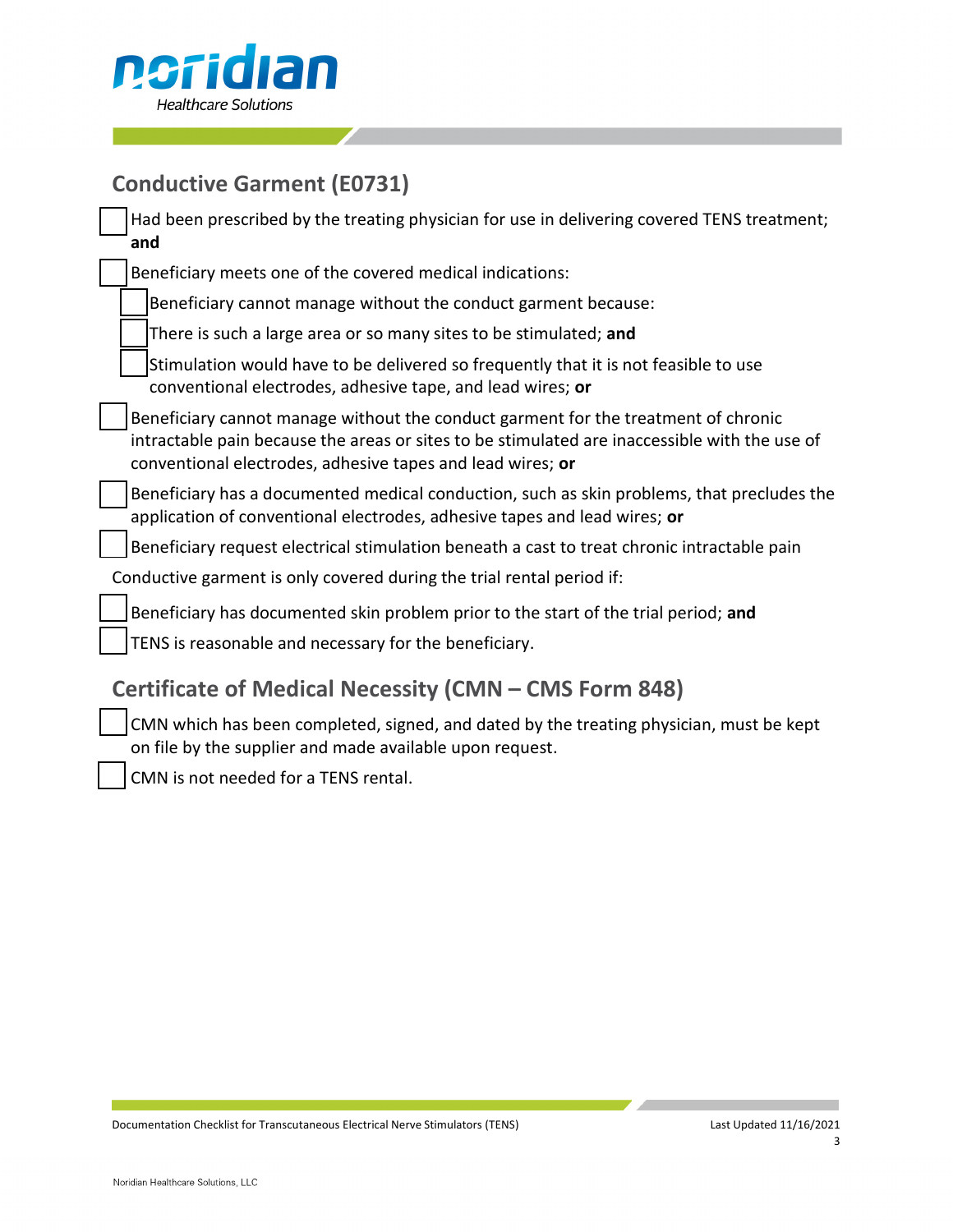## Conductive Garment (E0731)

- [ ] Had been prescribed by the treating physician for use in delivering covered TENS treatment; **and**
- [ ] Beneficiary meets one of the covered medical indications:
  - [ ] Beneficiary cannot manage without the conduct garment because:
  - [ ] There is such a large area or so many sites to be stimulated; **and**
  - [ ] Stimulation would have to be delivered so frequently that it is not feasible to use conventional electrodes, adhesive tape, and lead wires; **or**
- [ ] Beneficiary cannot manage without the conduct garment for the treatment of chronic intractable pain because the areas or sites to be stimulated are inaccessible with the use of conventional electrodes, adhesive tapes and lead wires; **or**
- [ ] Beneficiary has a documented medical conduction, such as skin problems, that precludes the application of conventional electrodes, adhesive tapes and lead wires; **or**
- [ ] Beneficiary request electrical stimulation beneath a cast to treat chronic intractable pain

Conductive garment is only covered during the trial rental period if:

- [ ] Beneficiary has documented skin problem prior to the start of the trial period; **and**
- [ ] TENS is reasonable and necessary for the beneficiary.

## Certificate of Medical Necessity (CMN – CMS Form 848)

- [ ] CMN which has been completed, signed, and dated by the treating physician, must be kept on file by the supplier and made available upon request.
- [ ] CMN is not needed for a TENS rental.